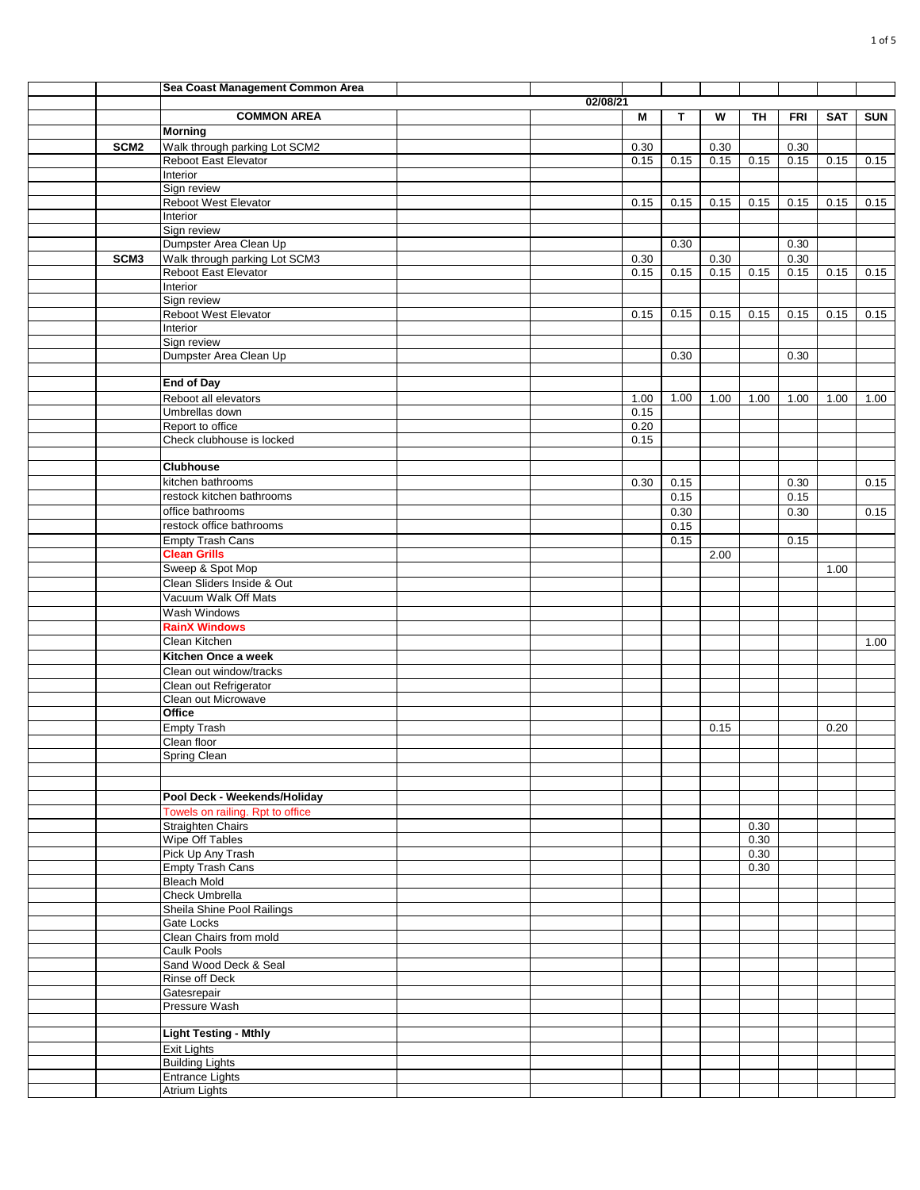| | | Sea Coast Management Common Area | | | | | | | | | |
|---|---|---|---|---|---|---|---|---|---|---|---|
| | | | | 02/08/21 | | | | | | | |
| | | **COMMON AREA** | | | M | T | W | TH | FRI | SAT | SUN |
| | | **Morning** | | | | | | | | | |
| | **SCM2** | Walk through parking Lot SCM2 | | | 0.30 | | 0.30 | | 0.30 | | |
| | | Reboot East Elevator | | | 0.15 | 0.15 | 0.15 | 0.15 | 0.15 | 0.15 | 0.15 |
| | | Interior | | | | | | | | | |
| | | Sign review | | | | | | | | | |
| | | Reboot West Elevator | | | 0.15 | 0.15 | 0.15 | 0.15 | 0.15 | 0.15 | 0.15 |
| | | Interior | | | | | | | | | |
| | | Sign review | | | | | | | | | |
| | | Dumpster Area Clean Up | | | | 0.30 | | | 0.30 | | |
| | **SCM3** | Walk through parking Lot SCM3 | | | 0.30 | | 0.30 | | 0.30 | | |
| | | Reboot East Elevator | | | 0.15 | 0.15 | 0.15 | 0.15 | 0.15 | 0.15 | 0.15 |
| | | Interior | | | | | | | | | |
| | | Sign review | | | | | | | | | |
| | | Reboot West Elevator | | | 0.15 | 0.15 | 0.15 | 0.15 | 0.15 | 0.15 | 0.15 |
| | | Interior | | | | | | | | | |
| | | Sign review | | | | | | | | | |
| | | Dumpster Area Clean Up | | | | 0.30 | | | 0.30 | | |
| | | | | | | | | | | | |
| | | **End of Day** | | | | | | | | | |
| | | Reboot all elevators | | | 1.00 | 1.00 | 1.00 | 1.00 | 1.00 | 1.00 | 1.00 |
| | | Umbrellas down | | | 0.15 | | | | | | |
| | | Report to office | | | 0.20 | | | | | | |
| | | Check clubhouse is locked | | | 0.15 | | | | | | |
| | | | | | | | | | | | |
| | | **Clubhouse** | | | | | | | | | |
| | | kitchen bathrooms | | | 0.30 | 0.15 | | | 0.30 | | 0.15 |
| | | restock kitchen bathrooms | | | | 0.15 | | | 0.15 | | |
| | | office bathrooms | | | | 0.30 | | | 0.30 | | 0.15 |
| | | restock office bathrooms | | | | 0.15 | | | | | |
| | | Empty Trash Cans | | | | 0.15 | | | 0.15 | | |
| | | **Clean Grills** | | | | | 2.00 | | | | |
| | | Sweep & Spot Mop | | | | | | | | 1.00 | |
| | | Clean Sliders Inside & Out | | | | | | | | | |
| | | Vacuum Walk Off Mats | | | | | | | | | |
| | | Wash Windows | | | | | | | | | |
| | | **RainX Windows** | | | | | | | | | |
| | | Clean Kitchen | | | | | | | | | 1.00 |
| | | **Kitchen Once a week** | | | | | | | | | |
| | | Clean out window/tracks | | | | | | | | | |
| | | Clean out Refrigerator | | | | | | | | | |
| | | Clean out Microwave | | | | | | | | | |
| | | **Office** | | | | | | | | | |
| | | Empty Trash | | | | | 0.15 | | | 0.20 | |
| | | Clean floor | | | | | | | | | |
| | | Spring Clean | | | | | | | | | |
| | | | | | | | | | | | |
| | | | | | | | | | | | |
| | | **Pool Deck - Weekends/Holiday** | | | | | | | | | |
| | | Towels on railing. Rpt to office | | | | | | | | | |
| | | Straighten Chairs | | | | | | 0.30 | | | |
| | | Wipe Off Tables | | | | | | 0.30 | | | |
| | | Pick Up Any Trash | | | | | | 0.30 | | | |
| | | Empty Trash Cans | | | | | | 0.30 | | | |
| | | Bleach Mold | | | | | | | | | |
| | | Check Umbrella | | | | | | | | | |
| | | Sheila Shine Pool Railings | | | | | | | | | |
| | | Gate Locks | | | | | | | | | |
| | | Clean Chairs from mold | | | | | | | | | |
| | | Caulk Pools | | | | | | | | | |
| | | Sand Wood Deck & Seal | | | | | | | | | |
| | | Rinse off Deck | | | | | | | | | |
| | | Gatesrepair | | | | | | | | | |
| | | Pressure Wash | | | | | | | | | |
| | | | | | | | | | | | |
| | | **Light Testing - Mthly** | | | | | | | | | |
| | | Exit Lights | | | | | | | | | |
| | | Building Lights | | | | | | | | | |
| | | Entrance Lights | | | | | | | | | |
| | | Atrium Lights | | | | | | | | | |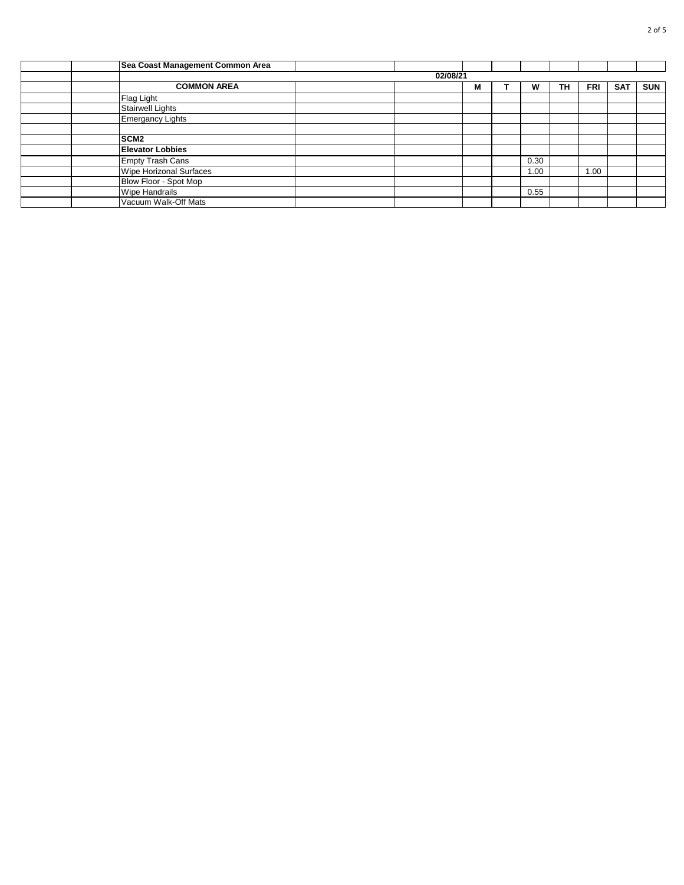| | | | | | M | T | W | TH | FRI | SAT | SUN |
|---|---|---|---|---|---|---|---|---|---|---|---|
| | | **Sea Coast Management Common Area** | | | | | | | | | |
| | | | | **02/08/21** | | | | | | | |
| | | **COMMON AREA** | | | **M** | **T** | **W** | **TH** | **FRI** | **SAT** | **SUN** |
| | | Flag Light | | | | | | | | | |
| | | Stairwell Lights | | | | | | | | | |
| | | Emergancy Lights | | | | | | | | | |
| | | | | | | | | | | | |
| | | **SCM2** | | | | | | | | | |
| | | **Elevator Lobbies** | | | | | | | | | |
| | | Empty Trash Cans | | | | | 0.30 | | | | |
| | | Wipe Horizonal Surfaces | | | | | 1.00 | | 1.00 | | |
| | | Blow Floor - Spot Mop | | | | | | | | | |
| | | Wipe Handrails | | | | | 0.55 | | | | |
| | | Vacuum Walk-Off Mats | | | | | | | | | |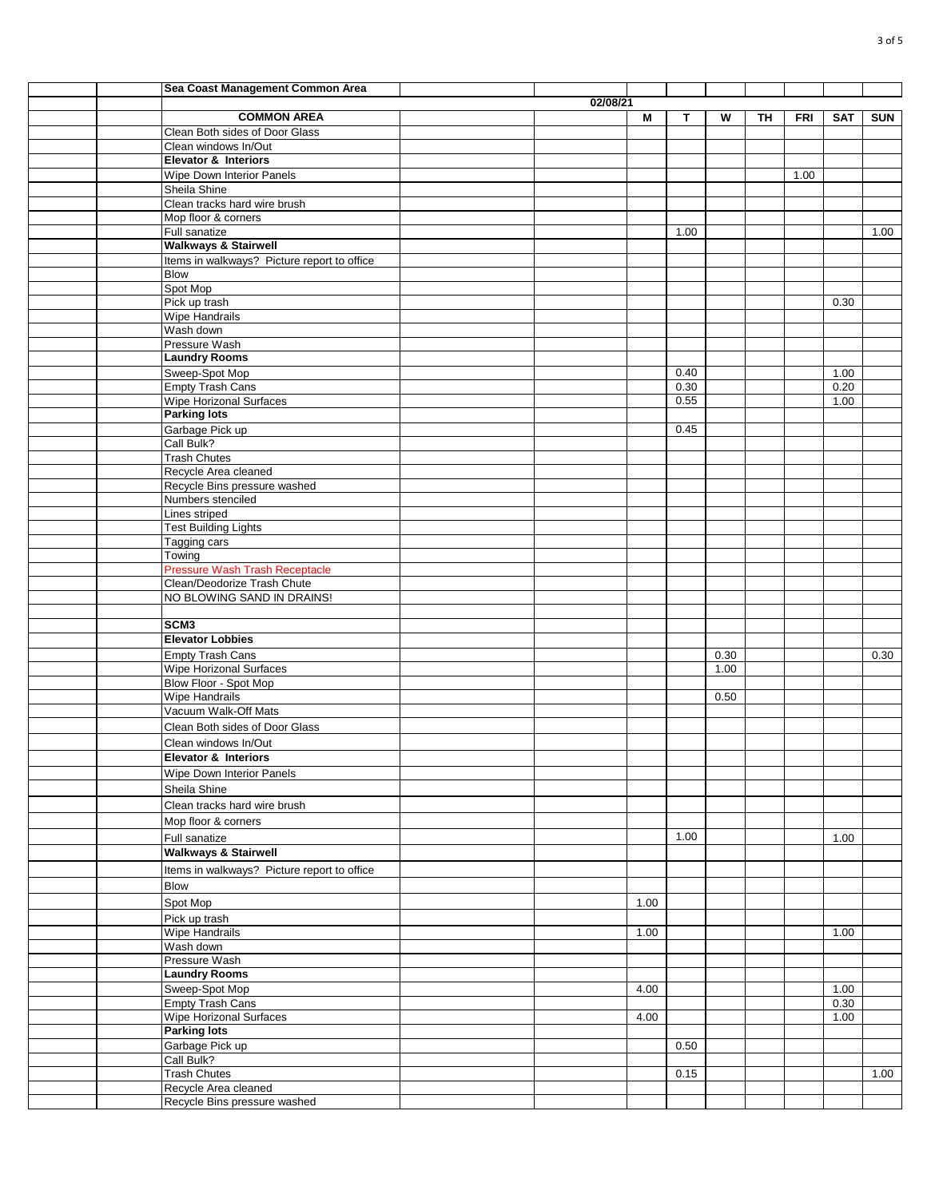| | | Sea Coast Management Common Area | | | | | | | | | |
|---|---|---|---|---|---|---|---|---|---|---|---|
| | | | | 02/08/21 | | | | | | | |
| | | **COMMON AREA** | | | M | T | W | TH | FRI | SAT | SUN |
| | | Clean Both sides of Door Glass | | | | | | | | | |
| | | Clean windows In/Out | | | | | | | | | |
| | | **Elevator & Interiors** | | | | | | | | | |
| | | Wipe Down Interior Panels | | | | | | | 1.00 | | |
| | | Sheila Shine | | | | | | | | | |
| | | Clean tracks hard wire brush | | | | | | | | | |
| | | Mop floor & corners | | | | | | | | | |
| | | Full sanatize | | | | 1.00 | | | | | 1.00 |
| | | **Walkways & Stairwell** | | | | | | | | | |
| | | Items in walkways? Picture report to office | | | | | | | | | |
| | | Blow | | | | | | | | | |
| | | Spot Mop | | | | | | | | | |
| | | Pick up trash | | | | | | | | 0.30 | |
| | | Wipe Handrails | | | | | | | | | |
| | | Wash down | | | | | | | | | |
| | | Pressure Wash | | | | | | | | | |
| | | **Laundry Rooms** | | | | | | | | | |
| | | Sweep-Spot Mop | | | | 0.40 | | | | 1.00 | |
| | | Empty Trash Cans | | | | 0.30 | | | | 0.20 | |
| | | Wipe Horizonal Surfaces | | | | 0.55 | | | | 1.00 | |
| | | **Parking lots** | | | | | | | | | |
| | | Garbage Pick up | | | | 0.45 | | | | | |
| | | Call Bulk? | | | | | | | | | |
| | | Trash Chutes | | | | | | | | | |
| | | Recycle Area cleaned | | | | | | | | | |
| | | Recycle Bins pressure washed | | | | | | | | | |
| | | Numbers stenciled | | | | | | | | | |
| | | Lines striped | | | | | | | | | |
| | | Test Building Lights | | | | | | | | | |
| | | Tagging cars | | | | | | | | | |
| | | Towing | | | | | | | | | |
| | | Pressure Wash Trash Receptacle | | | | | | | | | |
| | | Clean/Deodorize Trash Chute | | | | | | | | | |
| | | NO BLOWING SAND IN DRAINS! | | | | | | | | | |
| | | | | | | | | | | | |
| | | **SCM3** | | | | | | | | | |
| | | **Elevator Lobbies** | | | | | | | | | |
| | | Empty Trash Cans | | | | | 0.30 | | | | 0.30 |
| | | Wipe Horizonal Surfaces | | | | | 1.00 | | | | |
| | | Blow Floor - Spot Mop | | | | | | | | | |
| | | Wipe Handrails | | | | | 0.50 | | | | |
| | | Vacuum Walk-Off Mats | | | | | | | | | |
| | | Clean Both sides of Door Glass | | | | | | | | | |
| | | Clean windows In/Out | | | | | | | | | |
| | | **Elevator & Interiors** | | | | | | | | | |
| | | Wipe Down Interior Panels | | | | | | | | | |
| | | Sheila Shine | | | | | | | | | |
| | | Clean tracks hard wire brush | | | | | | | | | |
| | | Mop floor & corners | | | | | | | | | |
| | | Full sanatize | | | | 1.00 | | | | 1.00 | |
| | | **Walkways & Stairwell** | | | | | | | | | |
| | | Items in walkways? Picture report to office | | | | | | | | | |
| | | Blow | | | | | | | | | |
| | | Spot Mop | | | 1.00 | | | | | | |
| | | Pick up trash | | | | | | | | | |
| | | Wipe Handrails | | | 1.00 | | | | | 1.00 | |
| | | Wash down | | | | | | | | | |
| | | Pressure Wash | | | | | | | | | |
| | | **Laundry Rooms** | | | | | | | | | |
| | | Sweep-Spot Mop | | | 4.00 | | | | | 1.00 | |
| | | Empty Trash Cans | | | | | | | | 0.30 | |
| | | Wipe Horizonal Surfaces | | | 4.00 | | | | | 1.00 | |
| | | **Parking lots** | | | | | | | | | |
| | | Garbage Pick up | | | | 0.50 | | | | | |
| | | Call Bulk? | | | | | | | | | |
| | | Trash Chutes | | | | 0.15 | | | | | 1.00 |
| | | Recycle Area cleaned | | | | | | | | | |
| | | Recycle Bins pressure washed | | | | | | | | | |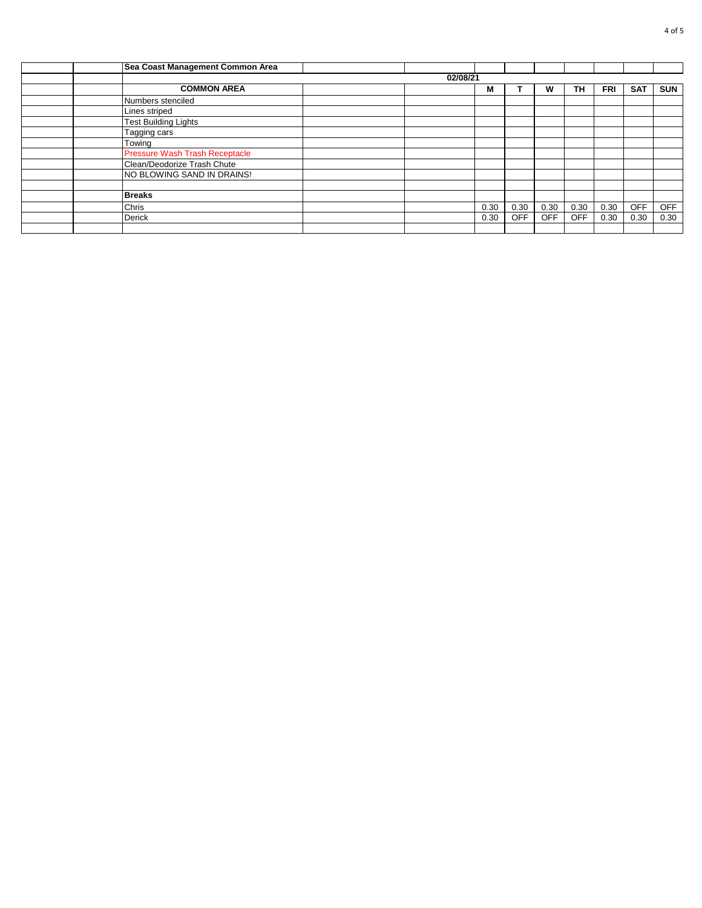| | | Sea Coast Management Common Area | | | | | | | | | |
|---|---|---|---|---|---|---|---|---|---|---|---|
| | | | | 02/08/21 | | | | | | | |
| | | **COMMON AREA** | | | **M** | **T** | **W** | **TH** | **FRI** | **SAT** | **SUN** |
| | | Numbers stenciled | | | | | | | | | |
| | | Lines striped | | | | | | | | | |
| | | Test Building Lights | | | | | | | | | |
| | | Tagging cars | | | | | | | | | |
| | | Towing | | | | | | | | | |
| | | Pressure Wash Trash Receptacle | | | | | | | | | |
| | | Clean/Deodorize Trash Chute | | | | | | | | | |
| | | NO BLOWING SAND IN DRAINS! | | | | | | | | | |
| | | | | | | | | | | | |
| | | **Breaks** | | | | | | | | | |
| | | Chris | | | 0.30 | 0.30 | 0.30 | 0.30 | 0.30 | OFF | OFF |
| | | Derick | | | 0.30 | OFF | OFF | OFF | 0.30 | 0.30 | 0.30 |
| | | | | | | | | | | | |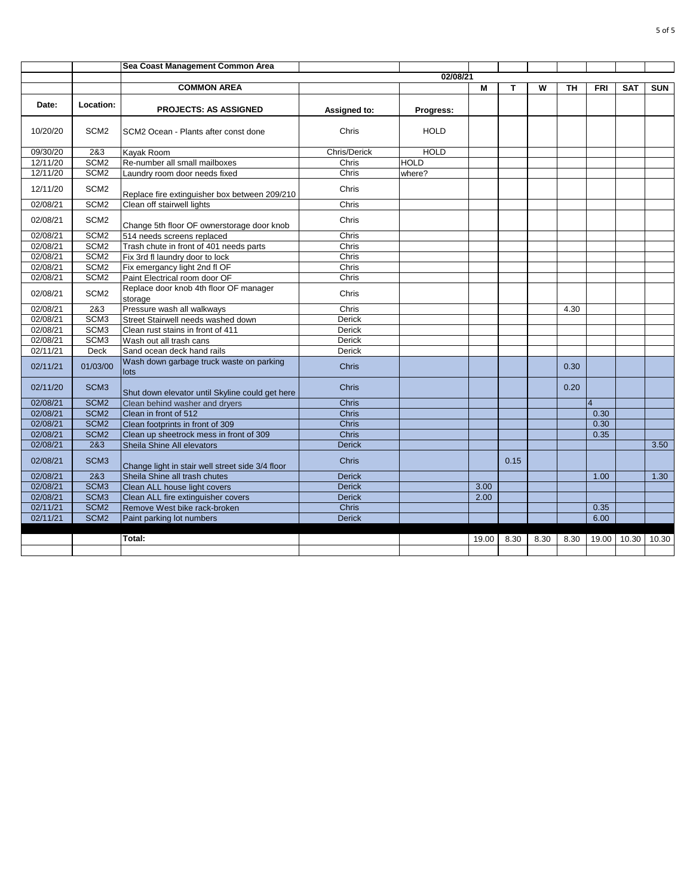| | | | | | | | | | | | |
|---|---|---|---|---|---|---|---|---|---|---|---|
| | | **Sea Coast Management Common Area** | | | | | | | | | |
| | | | | **02/08/21** | | | | | | | |
| | | **COMMON AREA** | | | **M** | **T** | **W** | **TH** | **FRI** | **SAT** | **SUN** |
| **Date:** | **Location:** | **PROJECTS: AS ASSIGNED** | **Assigned to:** | **Progress:** | | | | | | | |
| 10/20/20 | SCM2 | SCM2 Ocean - Plants after const done | Chris | HOLD | | | | | | | |
| 09/30/20 | 2&3 | Kayak Room | Chris/Derick | HOLD | | | | | | | |
| 12/11/20 | SCM2 | Re-number all small mailboxes | Chris | HOLD | | | | | | | |
| 12/11/20 | SCM2 | Laundry room door needs fixed | Chris | where? | | | | | | | |
| 12/11/20 | SCM2 | Replace fire extinguisher box between 209/210 | Chris | | | | | | | | |
| 02/08/21 | SCM2 | Clean off stairwell lights | Chris | | | | | | | | |
| 02/08/21 | SCM2 | Change 5th floor OF ownerstorage door knob | Chris | | | | | | | | |
| 02/08/21 | SCM2 | 514 needs screens replaced | Chris | | | | | | | | |
| 02/08/21 | SCM2 | Trash chute in front of 401 needs parts | Chris | | | | | | | | |
| 02/08/21 | SCM2 | Fix 3rd fl laundry door to lock | Chris | | | | | | | | |
| 02/08/21 | SCM2 | Fix emergancy light 2nd fl OF | Chris | | | | | | | | |
| 02/08/21 | SCM2 | Paint Electrical room door OF | Chris | | | | | | | | |
| 02/08/21 | SCM2 | Replace door knob 4th floor OF manager storage | Chris | | | | | | | | |
| 02/08/21 | 2&3 | Pressure wash all walkways | Chris | | | | | 4.30 | | | |
| 02/08/21 | SCM3 | Street Stairwell needs washed down | Derick | | | | | | | | |
| 02/08/21 | SCM3 | Clean rust stains in front of 411 | Derick | | | | | | | | |
| 02/08/21 | SCM3 | Wash out all trash cans | Derick | | | | | | | | |
| 02/11/21 | Deck | Sand ocean deck hand rails | Derick | | | | | | | | |
| 02/11/21 | 01/03/00 | Wash down garbage truck waste on parking lots | Chris | | | | | 0.30 | | | |
| 02/11/20 | SCM3 | Shut down elevator until Skyline could get here | Chris | | | | | 0.20 | | | |
| 02/08/21 | SCM2 | Clean behind washer and dryers | Chris | | | | | | 4 | | |
| 02/08/21 | SCM2 | Clean in front of 512 | Chris | | | | | | 0.30 | | |
| 02/08/21 | SCM2 | Clean footprints in front of 309 | Chris | | | | | | 0.30 | | |
| 02/08/21 | SCM2 | Clean up sheetrock mess in front of 309 | Chris | | | | | | 0.35 | | |
| 02/08/21 | 2&3 | Sheila Shine All elevators | Derick | | | | | | | | 3.50 |
| 02/08/21 | SCM3 | Change light in stair well street side 3/4 floor | Chris | | | 0.15 | | | | | |
| 02/08/21 | 2&3 | Sheila Shine all trash chutes | Derick | | | | | | 1.00 | | 1.30 |
| 02/08/21 | SCM3 | Clean ALL house light covers | Derick | | 3.00 | | | | | | |
| 02/08/21 | SCM3 | Clean ALL fire extinguisher covers | Derick | | 2.00 | | | | | | |
| 02/11/21 | SCM2 | Remove West bike rack-broken | Chris | | | | | | 0.35 | | |
| 02/11/21 | SCM2 | Paint parking lot numbers | Derick | | | | | | 6.00 | | |
| | | **Total:** | | | 19.00 | 8.30 | 8.30 | 8.30 | 19.00 | 10.30 | 10.30 |